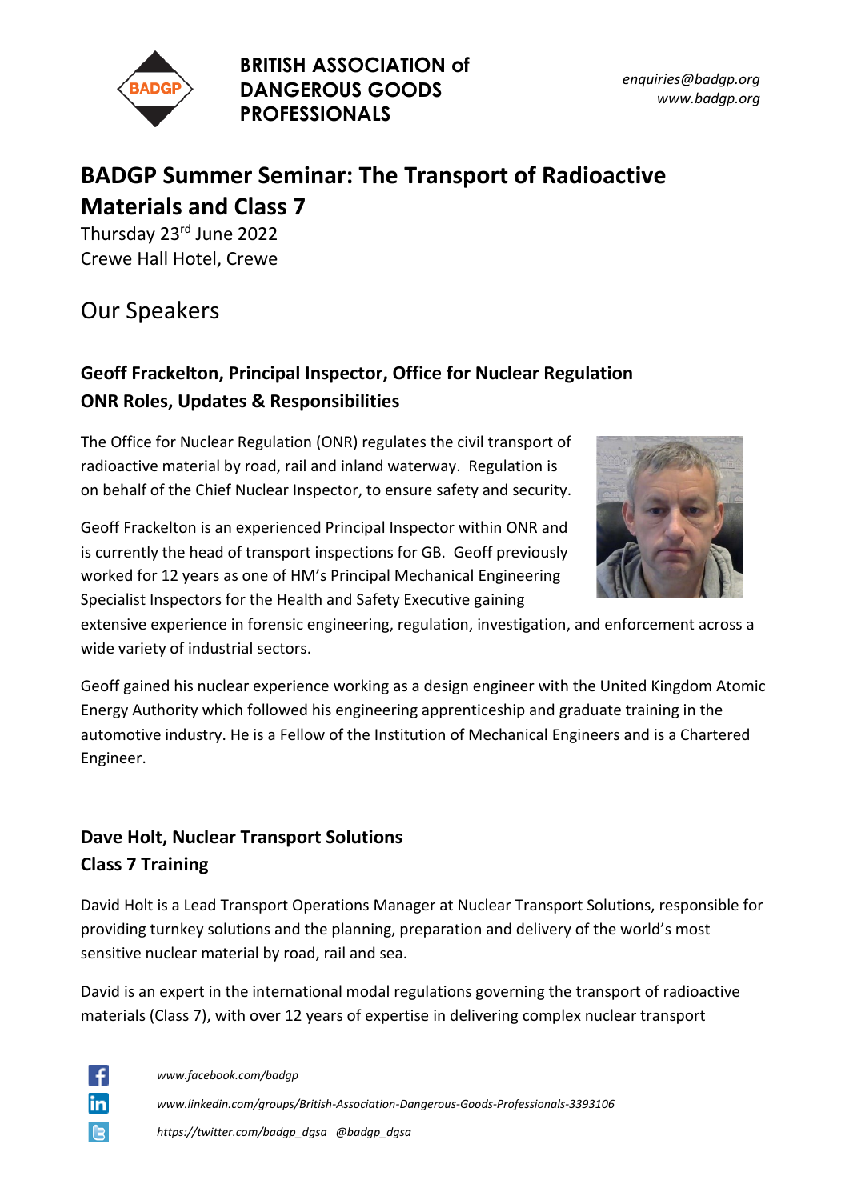**BRITISH ASSOCIATION of DANGEROUS GOODS PROFESSIONALS**

*enquiries@badgp.org*
*www.badgp.org*

# BADGP Summer Seminar: The Transport of Radioactive Materials and Class 7

Thursday 23rd June 2022
Crewe Hall Hotel, Crewe

## Our Speakers

### Geoff Frackelton, Principal Inspector, Office for Nuclear Regulation
### ONR Roles, Updates & Responsibilities

The Office for Nuclear Regulation (ONR) regulates the civil transport of radioactive material by road, rail and inland waterway. Regulation is on behalf of the Chief Nuclear Inspector, to ensure safety and security.

Geoff Frackelton is an experienced Principal Inspector within ONR and is currently the head of transport inspections for GB. Geoff previously worked for 12 years as one of HM's Principal Mechanical Engineering Specialist Inspectors for the Health and Safety Executive gaining extensive experience in forensic engineering, regulation, investigation, and enforcement across a wide variety of industrial sectors.

Geoff gained his nuclear experience working as a design engineer with the United Kingdom Atomic Energy Authority which followed his engineering apprenticeship and graduate training in the automotive industry. He is a Fellow of the Institution of Mechanical Engineers and is a Chartered Engineer.

### Dave Holt, Nuclear Transport Solutions
### Class 7 Training

David Holt is a Lead Transport Operations Manager at Nuclear Transport Solutions, responsible for providing turnkey solutions and the planning, preparation and delivery of the world's most sensitive nuclear material by road, rail and sea.

David is an expert in the international modal regulations governing the transport of radioactive materials (Class 7), with over 12 years of expertise in delivering complex nuclear transport

*www.facebook.com/badgp*

*www.linkedin.com/groups/British-Association-Dangerous-Goods-Professionals-3393106*

*https://twitter.com/badgp_dgsa @badgp_dgsa*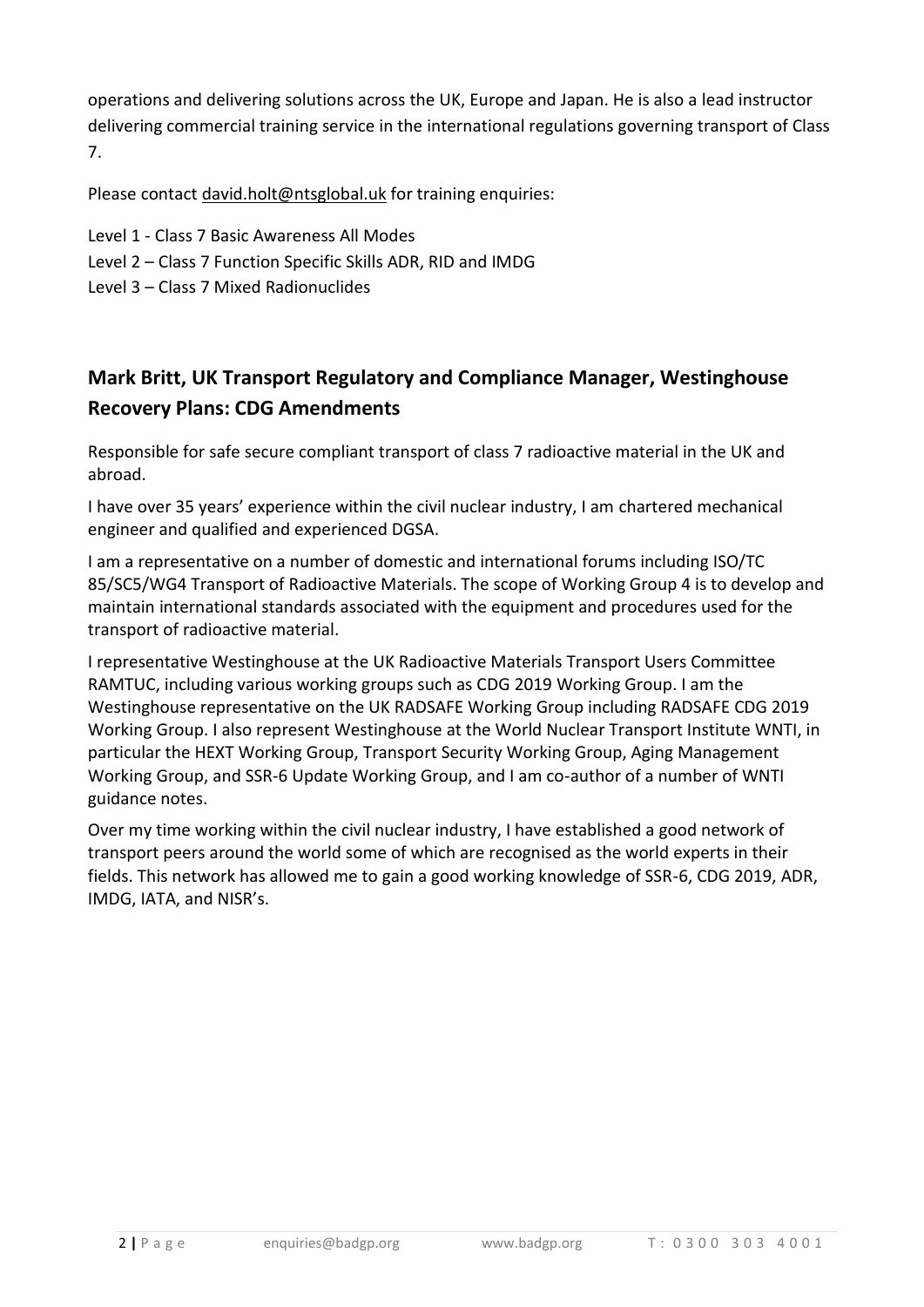operations and delivering solutions across the UK, Europe and Japan. He is also a lead instructor delivering commercial training service in the international regulations governing transport of Class 7.

Please contact david.holt@ntsglobal.uk for training enquiries:

Level 1 - Class 7 Basic Awareness All Modes
Level 2 – Class 7 Function Specific Skills ADR, RID and IMDG
Level 3 – Class 7 Mixed Radionuclides

## Mark Britt, UK Transport Regulatory and Compliance Manager, Westinghouse Recovery Plans: CDG Amendments

Responsible for safe secure compliant transport of class 7 radioactive material in the UK and abroad.

I have over 35 years' experience within the civil nuclear industry, I am chartered mechanical engineer and qualified and experienced DGSA.

I am a representative on a number of domestic and international forums including ISO/TC 85/SC5/WG4 Transport of Radioactive Materials. The scope of Working Group 4 is to develop and maintain international standards associated with the equipment and procedures used for the transport of radioactive material.

I representative Westinghouse at the UK Radioactive Materials Transport Users Committee RAMTUC, including various working groups such as CDG 2019 Working Group. I am the Westinghouse representative on the UK RADSAFE Working Group including RADSAFE CDG 2019 Working Group. I also represent Westinghouse at the World Nuclear Transport Institute WNTI, in particular the HEXT Working Group, Transport Security Working Group, Aging Management Working Group, and SSR-6 Update Working Group, and I am co-author of a number of WNTI guidance notes.

Over my time working within the civil nuclear industry, I have established a good network of transport peers around the world some of which are recognised as the world experts in their fields. This network has allowed me to gain a good working knowledge of SSR-6, CDG 2019, ADR, IMDG, IATA, and NISR's.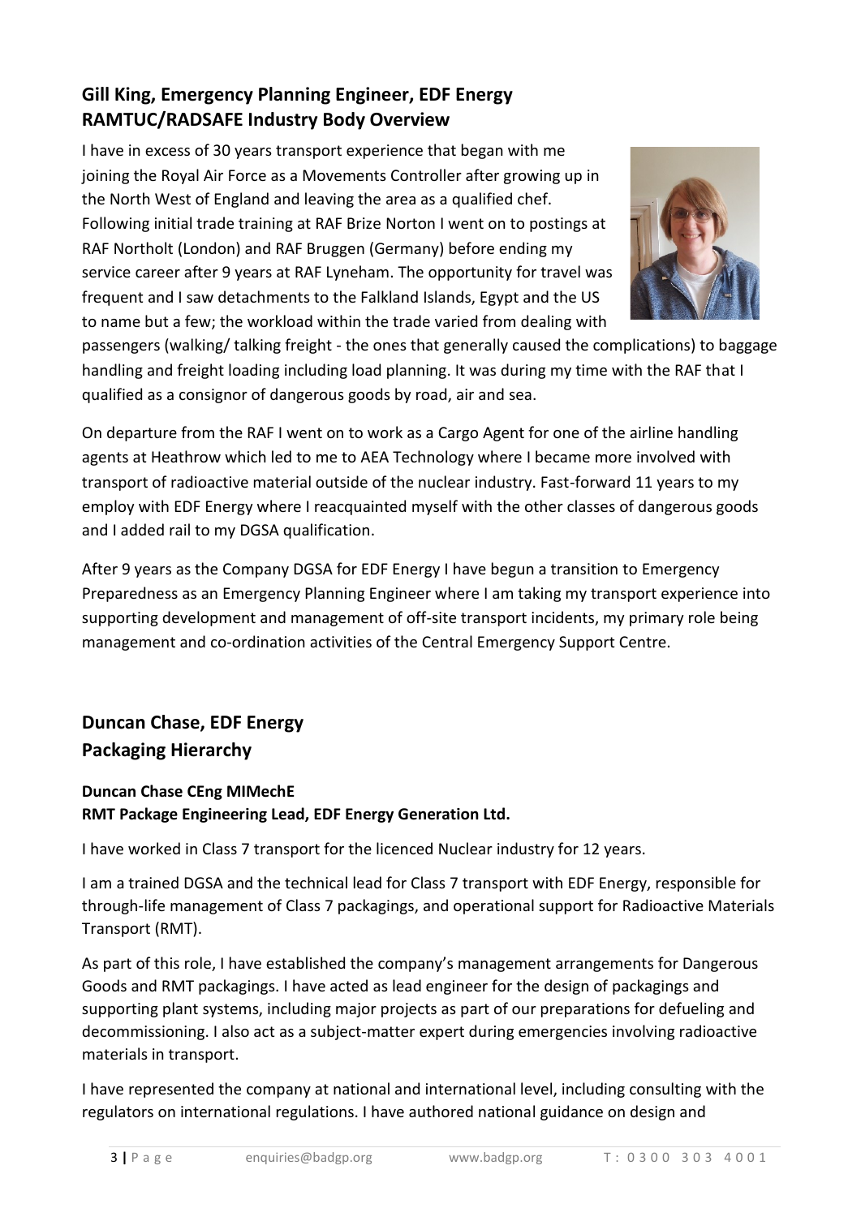## Gill King, Emergency Planning Engineer, EDF Energy
## RAMTUC/RADSAFE Industry Body Overview

I have in excess of 30 years transport experience that began with me joining the Royal Air Force as a Movements Controller after growing up in the North West of England and leaving the area as a qualified chef. Following initial trade training at RAF Brize Norton I went on to postings at RAF Northolt (London) and RAF Bruggen (Germany) before ending my service career after 9 years at RAF Lyneham. The opportunity for travel was frequent and I saw detachments to the Falkland Islands, Egypt and the US to name but a few; the workload within the trade varied from dealing with passengers (walking/ talking freight - the ones that generally caused the complications) to baggage handling and freight loading including load planning. It was during my time with the RAF that I qualified as a consignor of dangerous goods by road, air and sea.

On departure from the RAF I went on to work as a Cargo Agent for one of the airline handling agents at Heathrow which led to me to AEA Technology where I became more involved with transport of radioactive material outside of the nuclear industry. Fast-forward 11 years to my employ with EDF Energy where I reacquainted myself with the other classes of dangerous goods and I added rail to my DGSA qualification.

After 9 years as the Company DGSA for EDF Energy I have begun a transition to Emergency Preparedness as an Emergency Planning Engineer where I am taking my transport experience into supporting development and management of off-site transport incidents, my primary role being management and co-ordination activities of the Central Emergency Support Centre.

## Duncan Chase, EDF Energy
## Packaging Hierarchy

**Duncan Chase CEng MIMechE**
**RMT Package Engineering Lead, EDF Energy Generation Ltd.**

I have worked in Class 7 transport for the licenced Nuclear industry for 12 years.

I am a trained DGSA and the technical lead for Class 7 transport with EDF Energy, responsible for through-life management of Class 7 packagings, and operational support for Radioactive Materials Transport (RMT).

As part of this role, I have established the company's management arrangements for Dangerous Goods and RMT packagings. I have acted as lead engineer for the design of packagings and supporting plant systems, including major projects as part of our preparations for defueling and decommissioning. I also act as a subject-matter expert during emergencies involving radioactive materials in transport.

I have represented the company at national and international level, including consulting with the regulators on international regulations. I have authored national guidance on design and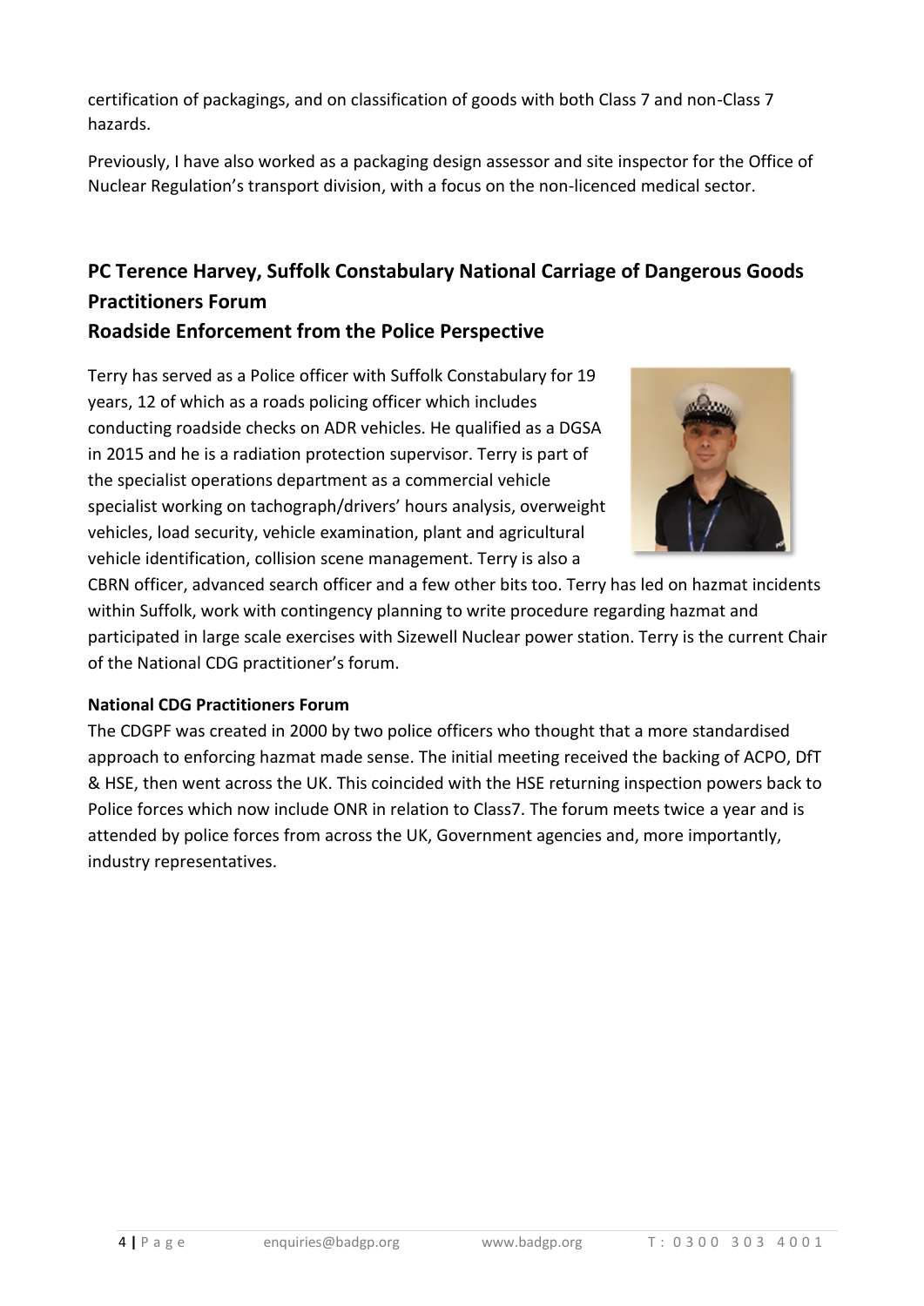certification of packagings, and on classification of goods with both Class 7 and non-Class 7 hazards.

Previously, I have also worked as a packaging design assessor and site inspector for the Office of Nuclear Regulation's transport division, with a focus on the non-licenced medical sector.

## PC Terence Harvey, Suffolk Constabulary National Carriage of Dangerous Goods Practitioners Forum
## Roadside Enforcement from the Police Perspective

Terry has served as a Police officer with Suffolk Constabulary for 19 years, 12 of which as a roads policing officer which includes conducting roadside checks on ADR vehicles. He qualified as a DGSA in 2015 and he is a radiation protection supervisor. Terry is part of the specialist operations department as a commercial vehicle specialist working on tachograph/drivers' hours analysis, overweight vehicles, load security, vehicle examination, plant and agricultural vehicle identification, collision scene management. Terry is also a CBRN officer, advanced search officer and a few other bits too. Terry has led on hazmat incidents within Suffolk, work with contingency planning to write procedure regarding hazmat and participated in large scale exercises with Sizewell Nuclear power station. Terry is the current Chair of the National CDG practitioner's forum.

**National CDG Practitioners Forum**

The CDGPF was created in 2000 by two police officers who thought that a more standardised approach to enforcing hazmat made sense. The initial meeting received the backing of ACPO, DfT & HSE, then went across the UK. This coincided with the HSE returning inspection powers back to Police forces which now include ONR in relation to Class7. The forum meets twice a year and is attended by police forces from across the UK, Government agencies and, more importantly, industry representatives.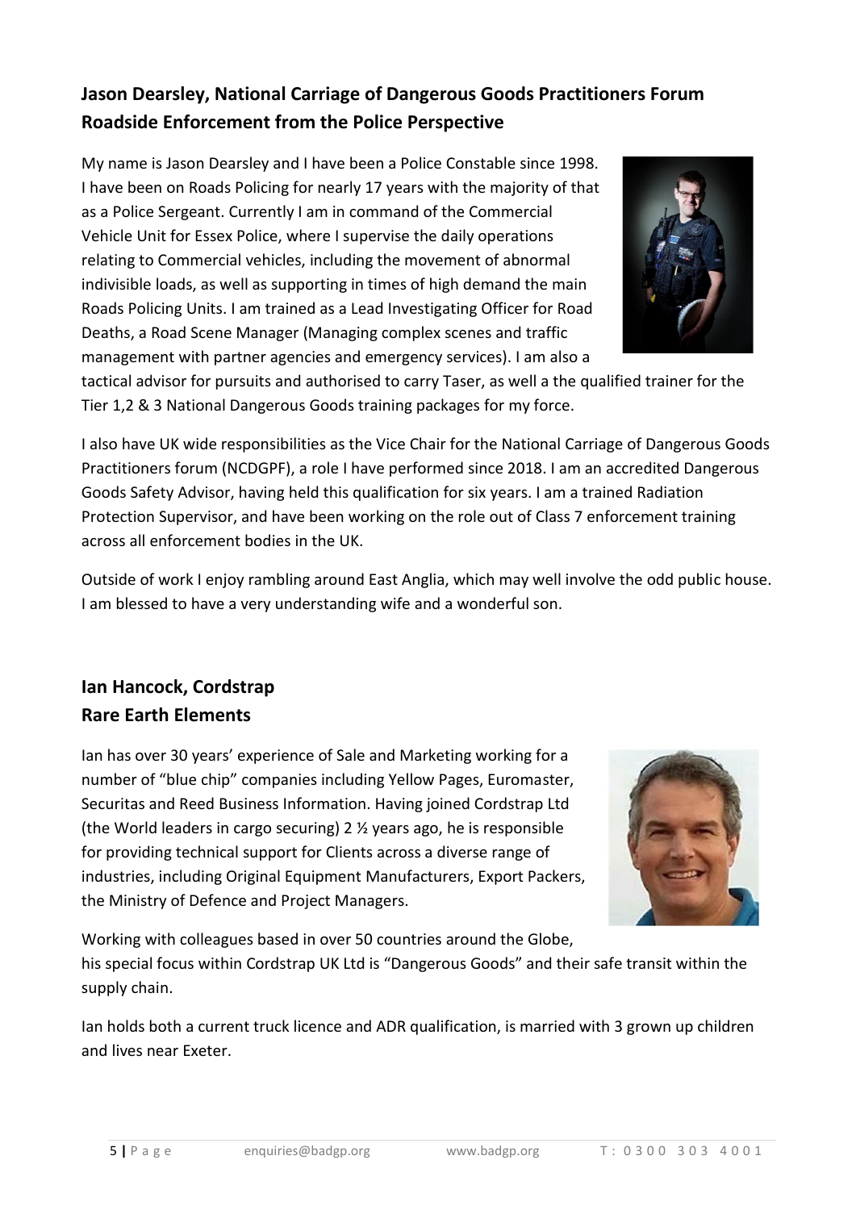## Jason Dearsley, National Carriage of Dangerous Goods Practitioners Forum
## Roadside Enforcement from the Police Perspective

My name is Jason Dearsley and I have been a Police Constable since 1998. I have been on Roads Policing for nearly 17 years with the majority of that as a Police Sergeant. Currently I am in command of the Commercial Vehicle Unit for Essex Police, where I supervise the daily operations relating to Commercial vehicles, including the movement of abnormal indivisible loads, as well as supporting in times of high demand the main Roads Policing Units. I am trained as a Lead Investigating Officer for Road Deaths, a Road Scene Manager (Managing complex scenes and traffic management with partner agencies and emergency services). I am also a tactical advisor for pursuits and authorised to carry Taser, as well a the qualified trainer for the Tier 1,2 & 3 National Dangerous Goods training packages for my force.

I also have UK wide responsibilities as the Vice Chair for the National Carriage of Dangerous Goods Practitioners forum (NCDGPF), a role I have performed since 2018. I am an accredited Dangerous Goods Safety Advisor, having held this qualification for six years. I am a trained Radiation Protection Supervisor, and have been working on the role out of Class 7 enforcement training across all enforcement bodies in the UK.

Outside of work I enjoy rambling around East Anglia, which may well involve the odd public house. I am blessed to have a very understanding wife and a wonderful son.

## Ian Hancock, Cordstrap
## Rare Earth Elements

Ian has over 30 years' experience of Sale and Marketing working for a number of "blue chip" companies including Yellow Pages, Euromaster, Securitas and Reed Business Information. Having joined Cordstrap Ltd (the World leaders in cargo securing) 2 ½ years ago, he is responsible for providing technical support for Clients across a diverse range of industries, including Original Equipment Manufacturers, Export Packers, the Ministry of Defence and Project Managers.

Working with colleagues based in over 50 countries around the Globe, his special focus within Cordstrap UK Ltd is "Dangerous Goods" and their safe transit within the supply chain.

Ian holds both a current truck licence and ADR qualification, is married with 3 grown up children and lives near Exeter.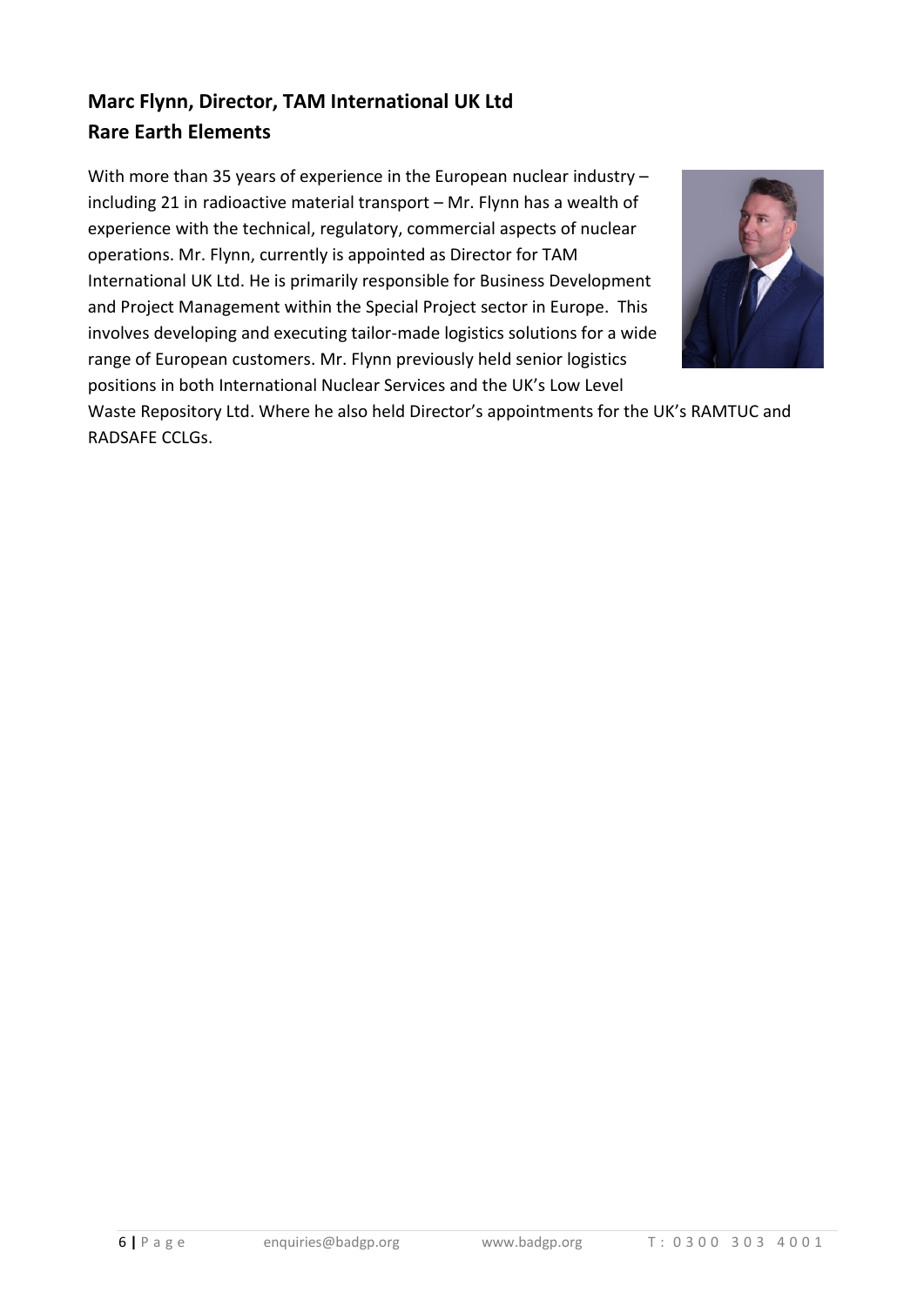**Marc Flynn, Director, TAM International UK Ltd**
**Rare Earth Elements**

With more than 35 years of experience in the European nuclear industry – including 21 in radioactive material transport – Mr. Flynn has a wealth of experience with the technical, regulatory, commercial aspects of nuclear operations. Mr. Flynn, currently is appointed as Director for TAM International UK Ltd. He is primarily responsible for Business Development and Project Management within the Special Project sector in Europe. This involves developing and executing tailor-made logistics solutions for a wide range of European customers. Mr. Flynn previously held senior logistics positions in both International Nuclear Services and the UK's Low Level Waste Repository Ltd. Where he also held Director's appointments for the UK's RAMTUC and RADSAFE CCLGs.